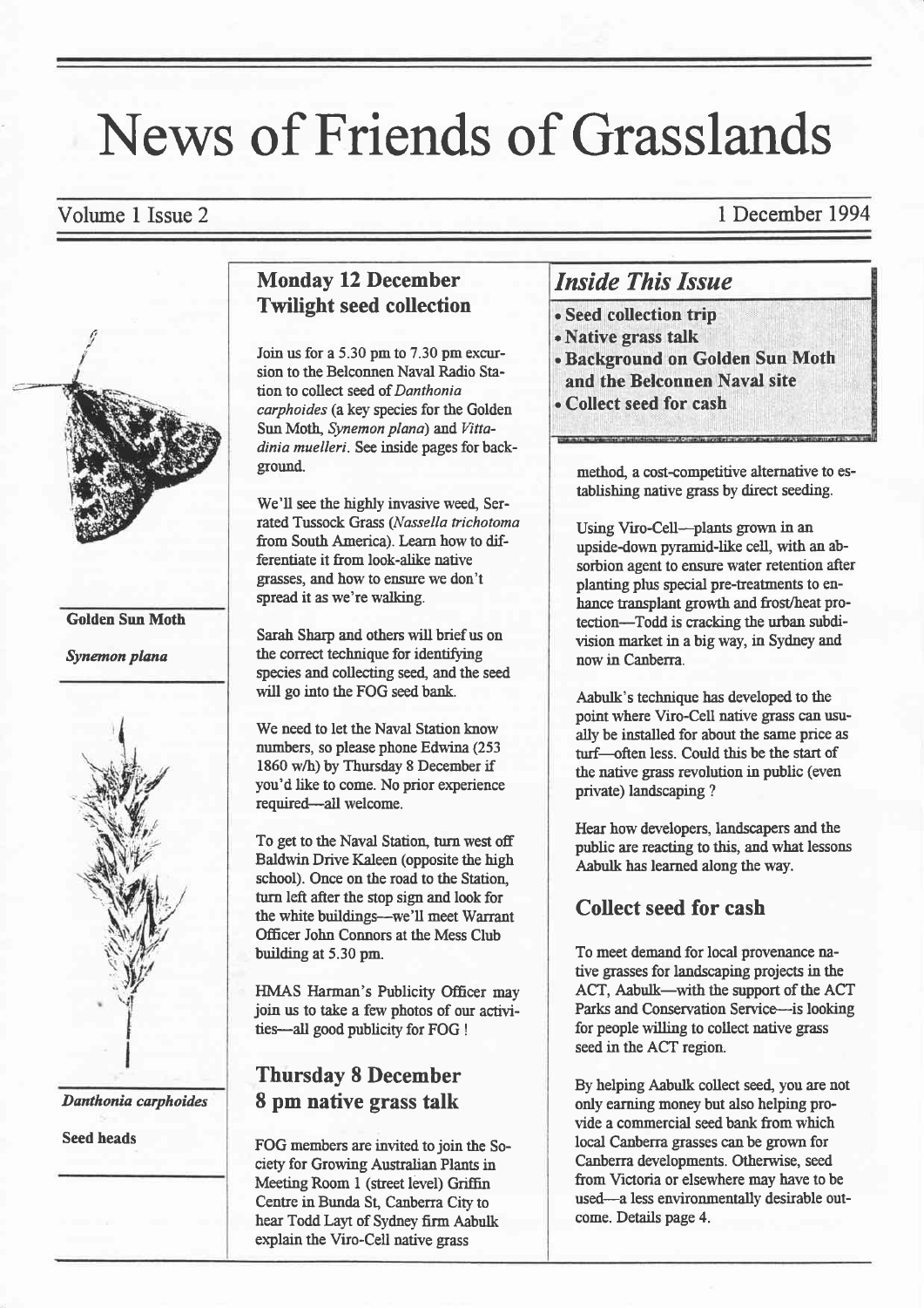# News of Friends of Grasslands

Volume 1 Issue 2

1 December 1994

Golden Sun Moth

*Synemon plana*

*Danthonia carphoides*

Seed heads

## Monday 12 December Twilight seed collection

Join us for a 5.30 pm to 7.30 pm excursion to the Belconnen Naval Radio Station to collect seed of *Danthonia carphoides* (a key species for the Golden Sun Moth, *Synemon plana*) and *Vittadinia muelleri*. See inside pages for background.

We'll see the highly invasive weed, Serrated Tussock Grass (*Nassella trichotoma* from South America). Learn how to differentiate it from look-alike native grasses, and how to ensure we don't spread it as we're walking.

Sarah Sharp and others will brief us on the correct technique for identifying species and collecting seed, and the seed will go into the FOG seed bank.

We need to let the Naval Station know numbers, so please phone Edwina (253 1860 w/h) by Thursday 8 December if you'd like to come. No prior experience required—all welcome.

To get to the Naval Station, turn west off Baldwin Drive Kaleen (opposite the high school). Once on the road to the Station, turn left after the stop sign and look for the white buildings—we'll meet Warrant Officer John Connors at the Mess Club building at 5.30 pm.

HMAS Harman's Publicity Officer may join us to take a few photos of our activities—all good publicity for FOG!

## Thursday 8 December 8 pm native grass talk

FOG members are invited to join the Society for Growing Australian Plants in Meeting Room 1 (street level) Griffin Centre in Bunda St, Canberra City to hear Todd Layt of Sydney firm Aabulk explain the Viro-Cell native grass method, a cost-competitive alternative to establishing native grass by direct seeding.

Using Viro-Cell—plants grown in an upside-down pyramid-like cell, with an absorbion agent to ensure water retention after planting plus special pre-treatments to enhance transplant growth and frost/heat protection—Todd is cracking the urban subdivision market in a big way, in Sydney and now in Canberra.

Aabulk's technique has developed to the point where Viro-Cell native grass can usually be installed for about the same price as turf—often less. Could this be the start of the native grass revolution in public (even private) landscaping ?

Hear how developers, landscapers and the public are reacting to this, and what lessons Aabulk has learned along the way.

## *Inside This Issue*

- Seed collection trip
- Native grass talk
- Background on Golden Sun Moth and the Belconnen Naval site
- Collect seed for cash

## Collect seed for cash

To meet demand for local provenance native grasses for landscaping projects in the ACT, Aabulk—with the support of the ACT Parks and Conservation Service—is looking for people willing to collect native grass seed in the ACT region.

By helping Aabulk collect seed, you are not only earning money but also helping provide a commercial seed bank from which local Canberra grasses can be grown for Canberra developments. Otherwise, seed from Victoria or elsewhere may have to be used—a less environmentally desirable outcome. Details page 4.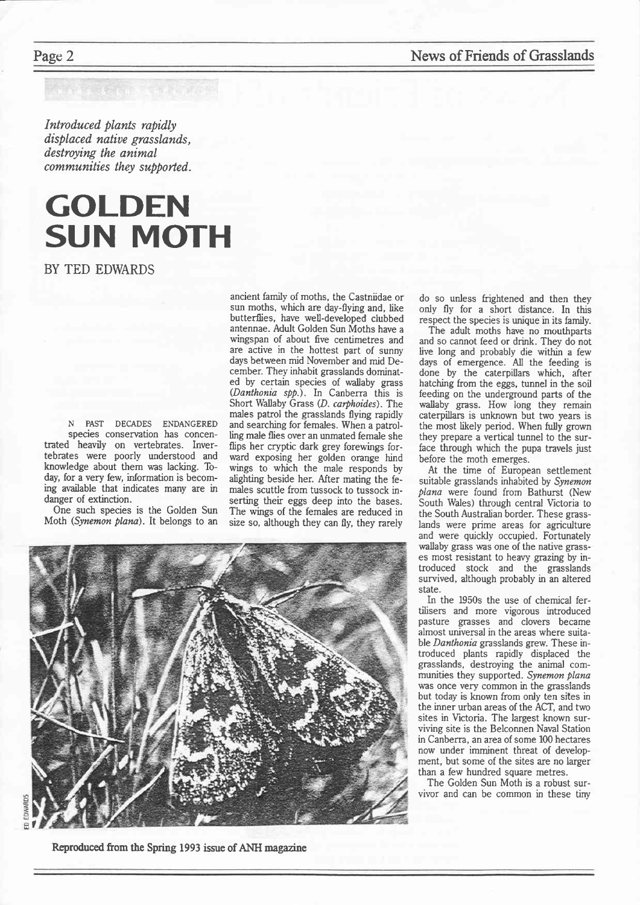*Introduced plants rapidly displaced native grasslands, destroying the animal communities they supported.*

# GOLDEN SUN MOTH

BY TED EDWARDS

IN PAST DECADES ENDANGERED species conservation has concentrated heavily on vertebrates. Invertebrates were poorly understood and knowledge about them was lacking. Today, for a very few, information is becoming available that indicates many are in danger of extinction.

One such species is the Golden Sun Moth (*Synemon plana*). It belongs to an ancient family of moths, the Castniidae or sun moths, which are day-flying and, like butterflies, have well-developed clubbed antennae. Adult Golden Sun Moths have a wingspan of about five centimetres and are active in the hottest part of sunny days between mid November and mid December. They inhabit grasslands dominated by certain species of wallaby grass (*Danthonia spp.*). In Canberra this is Short Wallaby Grass (*D. carphoides*). The males patrol the grasslands flying rapidly and searching for females. When a patrolling male flies over an unmated female she flips her cryptic dark grey forewings forward exposing her golden orange hind wings to which the male responds by alighting beside her. After mating the females scuttle from tussock to tussock inserting their eggs deep into the bases. The wings of the females are reduced in size so, although they can fly, they rarely do so unless frightened and then they only fly for a short distance. In this respect the species is unique in its family.

The adult moths have no mouthparts and so cannot feed or drink. They do not live long and probably die within a few days of emergence. All the feeding is done by the caterpillars which, after hatching from the eggs, tunnel in the soil feeding on the underground parts of the wallaby grass. How long they remain caterpillars is unknown but two years is the most likely period. When fully grown they prepare a vertical tunnel to the surface through which the pupa travels just before the moth emerges.

At the time of European settlement suitable grasslands inhabited by *Synemon plana* were found from Bathurst (New South Wales) through central Victoria to the South Australian border. These grasslands were prime areas for agriculture and were quickly occupied. Fortunately wallaby grass was one of the native grasses most resistant to heavy grazing by introduced stock and the grasslands survived, although probably in an altered state.

In the 1950s the use of chemical fertilisers and more vigorous introduced pasture grasses and clovers became almost universal in the areas where suitable *Danthonia* grasslands grew. These introduced plants rapidly displaced the grasslands, destroying the animal communities they supported. *Synemon plana* was once very common in the grasslands but today is known from only ten sites in the inner urban areas of the ACT, and two sites in Victoria. The largest known surviving site is the Belconnen Naval Station in Canberra, an area of some 100 hectares now under imminent threat of development, but some of the sites are no larger than a few hundred square metres.

The Golden Sun Moth is a robust survivor and can be common in these tiny

ED EDWARDS

**Reproduced from the Spring 1993 issue of ANH magazine**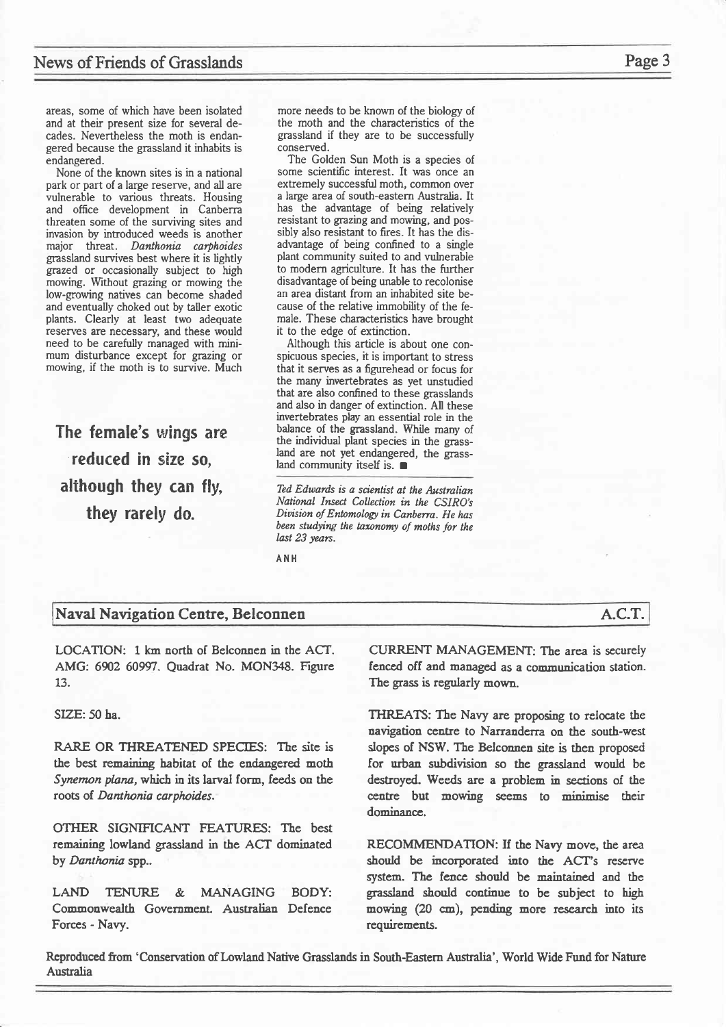areas, some of which have been isolated and at their present size for several decades. Nevertheless the moth is endangered because the grassland it inhabits is endangered.

None of the known sites is in a national park or part of a large reserve, and all are vulnerable to various threats. Housing and office development in Canberra threaten some of the surviving sites and invasion by introduced weeds is another major threat. *Danthonia carphoides* grassland survives best where it is lightly grazed or occasionally subject to high mowing. Without grazing or mowing the low-growing natives can become shaded and eventually choked out by taller exotic plants. Clearly at least two adequate reserves are necessary, and these would need to be carefully managed with minimum disturbance except for grazing or mowing, if the moth is to survive. Much more needs to be known of the biology of the moth and the characteristics of the grassland if they are to be successfully conserved.

**The female's wings are reduced in size so, although they can fly, they rarely do.**

The Golden Sun Moth is a species of some scientific interest. It was once an extremely successful moth, common over a large area of south-eastern Australia. It has the advantage of being relatively resistant to grazing and mowing, and possibly also resistant to fires. It has the disadvantage of being confined to a single plant community suited to and vulnerable to modern agriculture. It has the further disadvantage of being unable to recolonise an area distant from an inhabited site because of the relative immobility of the female. These characteristics have brought it to the edge of extinction.

Although this article is about one conspicuous species, it is important to stress that it serves as a figurehead or focus for the many invertebrates as yet unstudied that are also confined to these grasslands and also in danger of extinction. All these invertebrates play an essential role in the balance of the grassland. While many of the individual plant species in the grassland are not yet endangered, the grassland community itself is. ■

*Ted Edwards is a scientist at the Australian National Insect Collection in the CSIRO's Division of Entomology in Canberra. He has been studying the taxonomy of moths for the last 23 years.*

ANH

## Naval Navigation Centre, Belconnen — A.C.T.

LOCATION: 1 km north of Belconnen in the ACT. AMG: 6902 60997. Quadrat No. MON348. Figure 13.

SIZE: 50 ha.

RARE OR THREATENED SPECIES: The site is the best remaining habitat of the endangered moth *Synemon plana*, which in its larval form, feeds on the roots of *Danthonia carphoides*.

OTHER SIGNIFICANT FEATURES: The best remaining lowland grassland in the ACT dominated by *Danthonia* spp..

LAND TENURE & MANAGING BODY: Commonwealth Government. Australian Defence Forces - Navy.

CURRENT MANAGEMENT: The area is securely fenced off and managed as a communication station. The grass is regularly mown.

THREATS: The Navy are proposing to relocate the navigation centre to Narranderra on the south-west slopes of NSW. The Belconnen site is then proposed for urban subdivision so the grassland would be destroyed. Weeds are a problem in sections of the centre but mowing seems to minimise their dominance.

RECOMMENDATION: If the Navy move, the area should be incorporated into the ACT's reserve system. The fence should be maintained and the grassland should continue to be subject to high mowing (20 cm), pending more research into its requirements.

Reproduced from 'Conservation of Lowland Native Grasslands in South-Eastern Australia', World Wide Fund for Nature Australia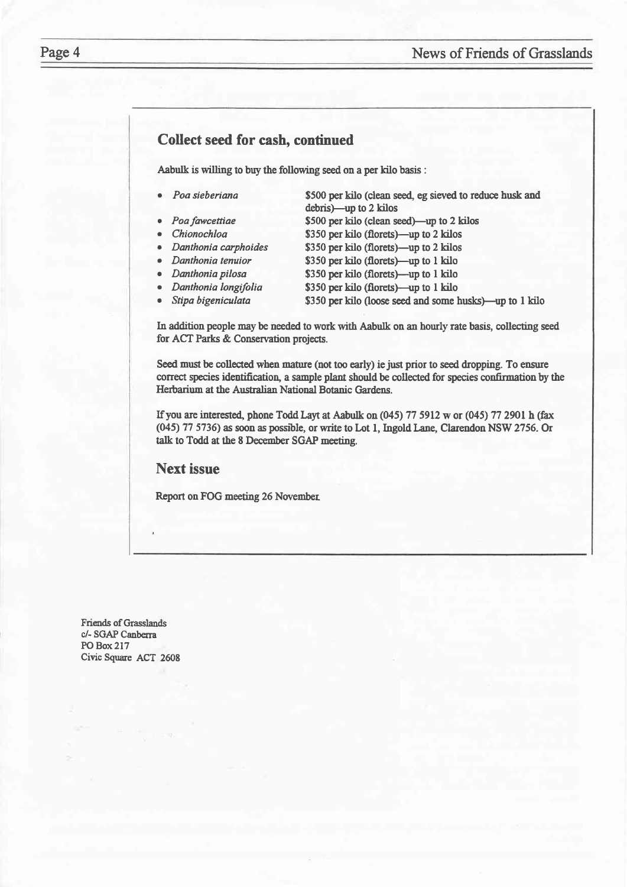## Collect seed for cash, continued

Aabulk is willing to buy the following seed on a per kilo basis :

- *Poa sieberiana* — $500 per kilo (clean seed, eg sieved to reduce husk and debris)—up to 2 kilos
- *Poa fawcettiae* — $500 per kilo (clean seed)—up to 2 kilos
- *Chionochloa* — $350 per kilo (florets)—up to 2 kilos
- *Danthonia carphoides* — $350 per kilo (florets)—up to 2 kilos
- *Danthonia tenuior* — $350 per kilo (florets)—up to 1 kilo
- *Danthonia pilosa* — $350 per kilo (florets)—up to 1 kilo
- *Danthonia longifolia* — $350 per kilo (florets)—up to 1 kilo
- *Stipa bigeniculata* — $350 per kilo (loose seed and some husks)—up to 1 kilo

In addition people may be needed to work with Aabulk on an hourly rate basis, collecting seed for ACT Parks & Conservation projects.

Seed must be collected when mature (not too early) ie just prior to seed dropping. To ensure correct species identification, a sample plant should be collected for species confirmation by the Herbarium at the Australian National Botanic Gardens.

If you are interested, phone Todd Layt at Aabulk on (045) 77 5912 w or (045) 77 2901 h (fax (045) 77 5736) as soon as possible, or write to Lot 1, Ingold Lane, Clarendon NSW 2756. Or talk to Todd at the 8 December SGAP meeting.

## Next issue

Report on FOG meeting 26 November.

Friends of Grasslands
c/- SGAP Canberra
PO Box 217
Civic Square ACT 2608